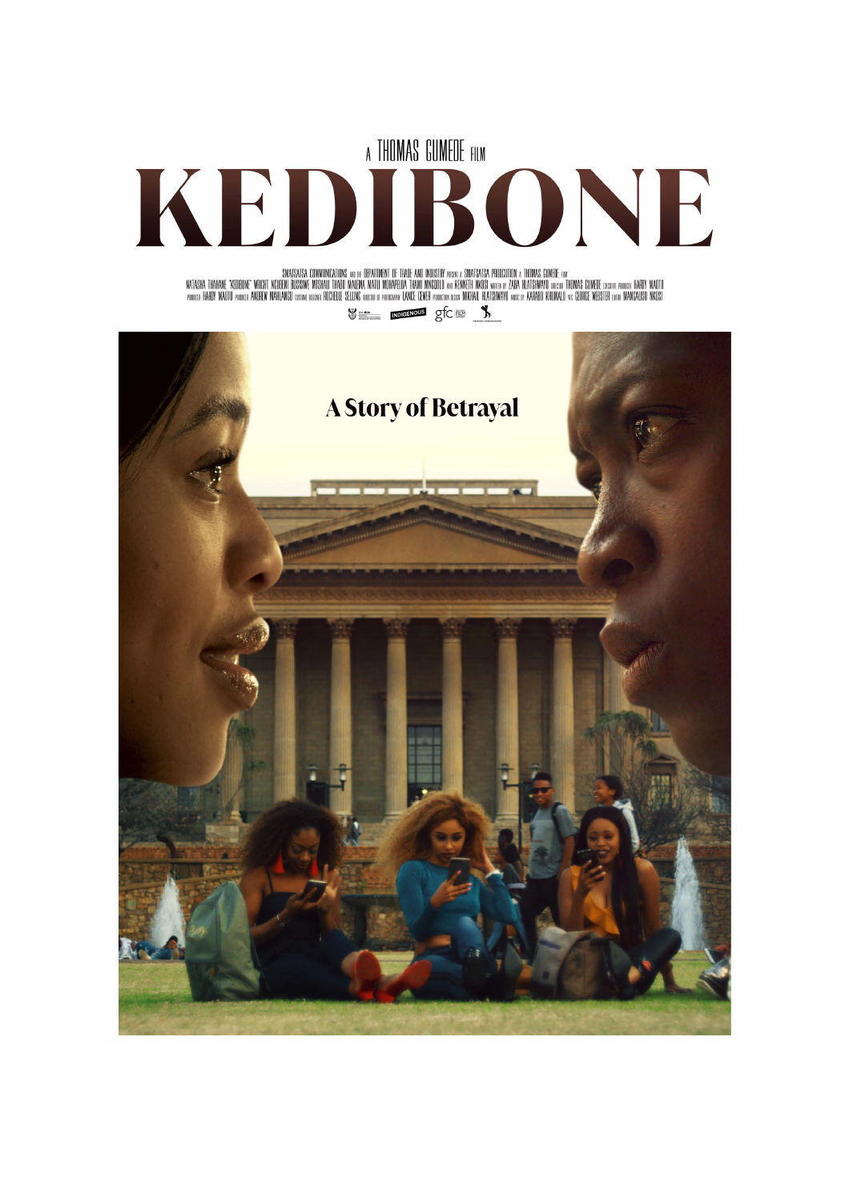A THOMAS GUMEDE FILM

# KEDIBONE

SMATSATSA COMMUNICATIONS AND THE DEPARTMENT OF TRADE AND INDUSTRY PRESENT A SMATSATSA PRODUCTION A THOMAS GUMEDE FILM
NATASHA THAHANE "KEDIBONE" WRIGHT NCUBENI DUSSIWE MISHAU THABO MAHEMA MATU MOHAPELOA THAMI MNGQOLO AND KENNETH NKOSI WRITTEN BY ZABA HLATSHWAYO DIRECTOR THOMAS GUMEDE EXECUTIVE PRODUCER HARDY MAUTO
PRODUCER HARDY MAUTO PRODUCER ANDREW MAHLANGU COSTUME DESIGNER RICHELLE SELLING DIRECTOR OF PHOTOGRAPHY LANCE GEWER PRODUCTION DESIGN MIKHAIL HLATSHWAYO MUSIC BY KAYAHO KHUMALO VFX GEORGE WEBSTER EDITOR MANGALISO NKOSI

INDIGENOUS gfc

A Story of Betrayal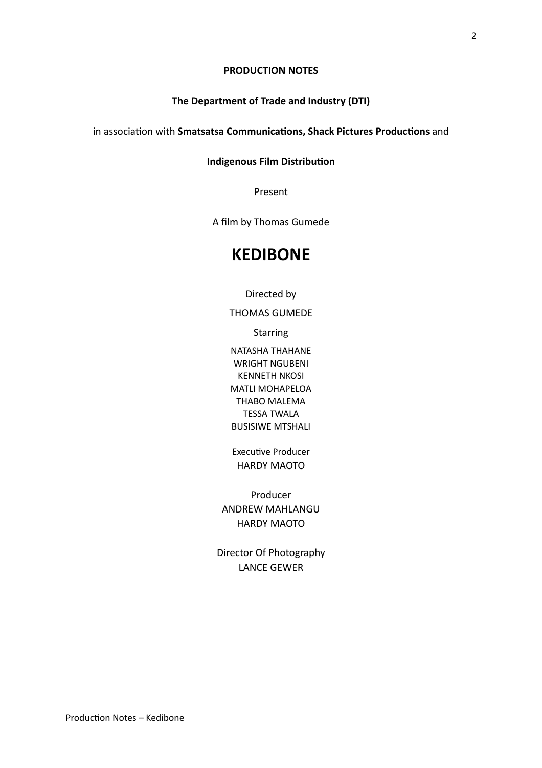**PRODUCTION NOTES**

**The Department of Trade and Industry (DTI)**

in association with **Smatsatsa Communications, Shack Pictures Productions** and

**Indigenous Film Distribution**

Present

A film by Thomas Gumede

# KEDIBONE

Directed by

THOMAS GUMEDE

Starring

NATASHA THAHANE
WRIGHT NGUBENI
KENNETH NKOSI
MATLI MOHAPELOA
THABO MALEMA
TESSA TWALA
BUSISIWE MTSHALI

Executive Producer
HARDY MAOTO

Producer
ANDREW MAHLANGU
HARDY MAOTO

Director Of Photography
LANCE GEWER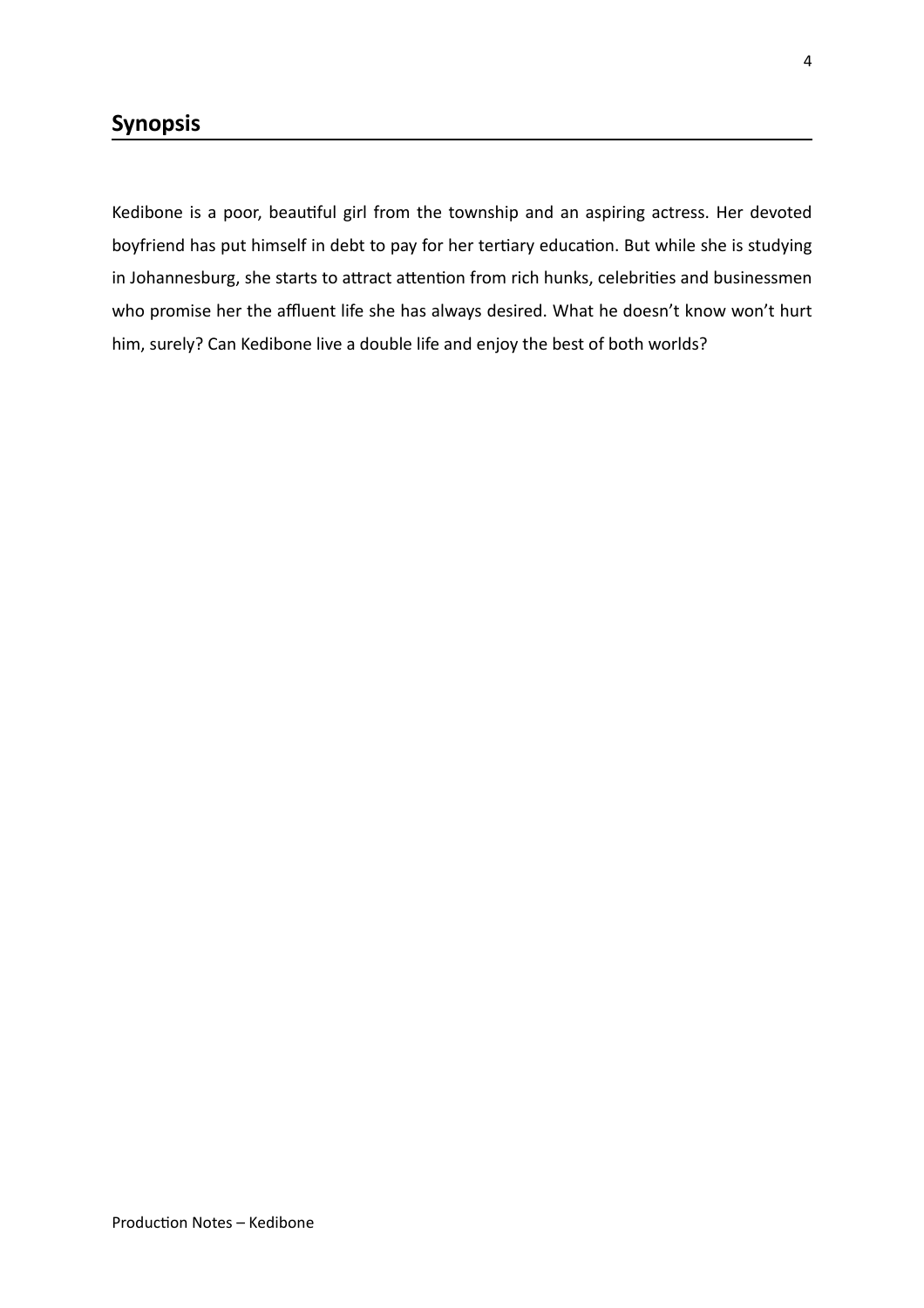## Synopsis

Kedibone is a poor, beautiful girl from the township and an aspiring actress. Her devoted boyfriend has put himself in debt to pay for her tertiary education. But while she is studying in Johannesburg, she starts to attract attention from rich hunks, celebrities and businessmen who promise her the affluent life she has always desired. What he doesn't know won't hurt him, surely? Can Kedibone live a double life and enjoy the best of both worlds?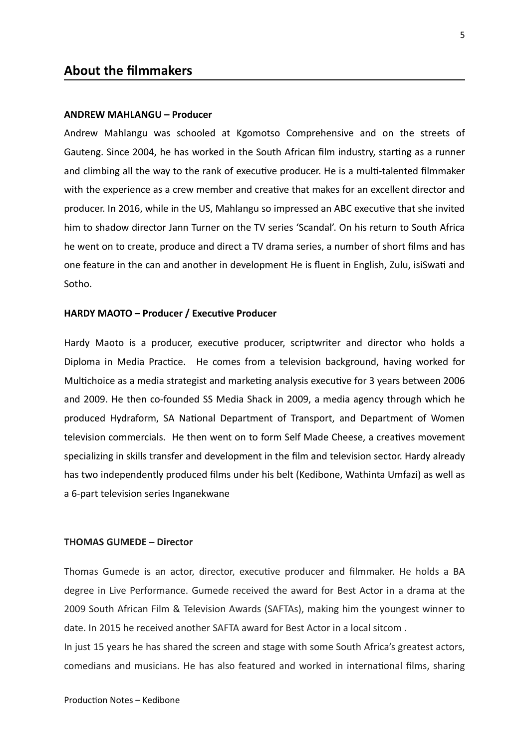## About the filmmakers

**ANDREW MAHLANGU – Producer**

Andrew Mahlangu was schooled at Kgomotso Comprehensive and on the streets of Gauteng. Since 2004, he has worked in the South African film industry, starting as a runner and climbing all the way to the rank of executive producer. He is a multi-talented filmmaker with the experience as a crew member and creative that makes for an excellent director and producer. In 2016, while in the US, Mahlangu so impressed an ABC executive that she invited him to shadow director Jann Turner on the TV series 'Scandal'. On his return to South Africa he went on to create, produce and direct a TV drama series, a number of short films and has one feature in the can and another in development He is fluent in English, Zulu, isiSwati and Sotho.

**HARDY MAOTO – Producer / Executive Producer**

Hardy Maoto is a producer, executive producer, scriptwriter and director who holds a Diploma in Media Practice. He comes from a television background, having worked for Multichoice as a media strategist and marketing analysis executive for 3 years between 2006 and 2009. He then co-founded SS Media Shack in 2009, a media agency through which he produced Hydraform, SA National Department of Transport, and Department of Women television commercials. He then went on to form Self Made Cheese, a creatives movement specializing in skills transfer and development in the film and television sector. Hardy already has two independently produced films under his belt (Kedibone, Wathinta Umfazi) as well as a 6-part television series Inganekwane

**THOMAS GUMEDE – Director**

Thomas Gumede is an actor, director, executive producer and filmmaker. He holds a BA degree in Live Performance. Gumede received the award for Best Actor in a drama at the 2009 South African Film & Television Awards (SAFTAs), making him the youngest winner to date. In 2015 he received another SAFTA award for Best Actor in a local sitcom .

In just 15 years he has shared the screen and stage with some South Africa's greatest actors, comedians and musicians. He has also featured and worked in international films, sharing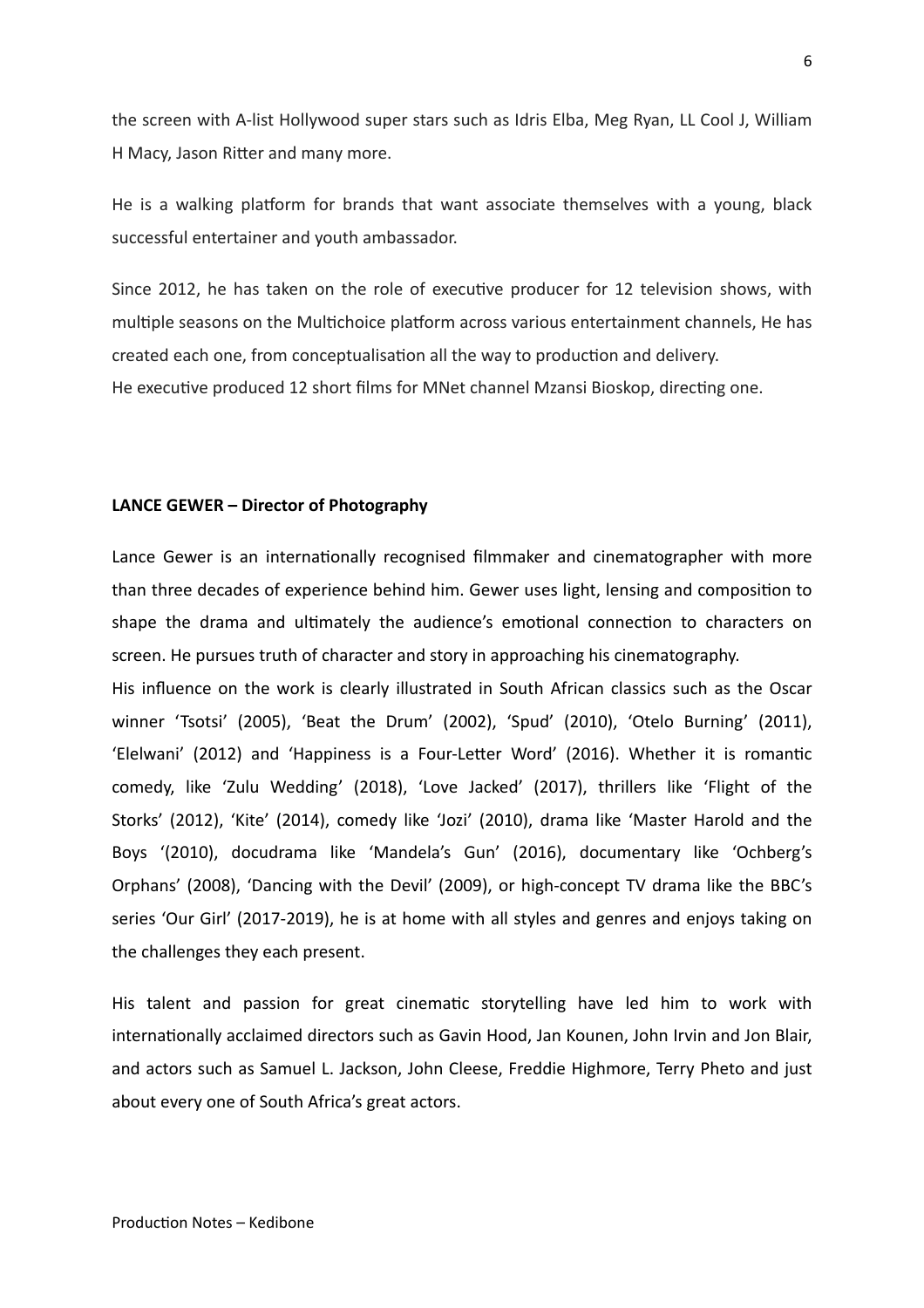the screen with A-list Hollywood super stars such as Idris Elba, Meg Ryan, LL Cool J, William H Macy, Jason Ritter and many more.

He is a walking platform for brands that want associate themselves with a young, black successful entertainer and youth ambassador.

Since 2012, he has taken on the role of executive producer for 12 television shows, with multiple seasons on the Multichoice platform across various entertainment channels, He has created each one, from conceptualisation all the way to production and delivery.
He executive produced 12 short films for MNet channel Mzansi Bioskop, directing one.

**LANCE GEWER – Director of Photography**

Lance Gewer is an internationally recognised filmmaker and cinematographer with more than three decades of experience behind him. Gewer uses light, lensing and composition to shape the drama and ultimately the audience's emotional connection to characters on screen. He pursues truth of character and story in approaching his cinematography.
His influence on the work is clearly illustrated in South African classics such as the Oscar winner 'Tsotsi' (2005), 'Beat the Drum' (2002), 'Spud' (2010), 'Otelo Burning' (2011), 'Elelwani' (2012) and 'Happiness is a Four-Letter Word' (2016). Whether it is romantic comedy, like 'Zulu Wedding' (2018), 'Love Jacked' (2017), thrillers like 'Flight of the Storks' (2012), 'Kite' (2014), comedy like 'Jozi' (2010), drama like 'Master Harold and the Boys '(2010), docudrama like 'Mandela's Gun' (2016), documentary like 'Ochberg's Orphans' (2008), 'Dancing with the Devil' (2009), or high-concept TV drama like the BBC's series 'Our Girl' (2017-2019), he is at home with all styles and genres and enjoys taking on the challenges they each present.

His talent and passion for great cinematic storytelling have led him to work with internationally acclaimed directors such as Gavin Hood, Jan Kounen, John Irvin and Jon Blair, and actors such as Samuel L. Jackson, John Cleese, Freddie Highmore, Terry Pheto and just about every one of South Africa's great actors.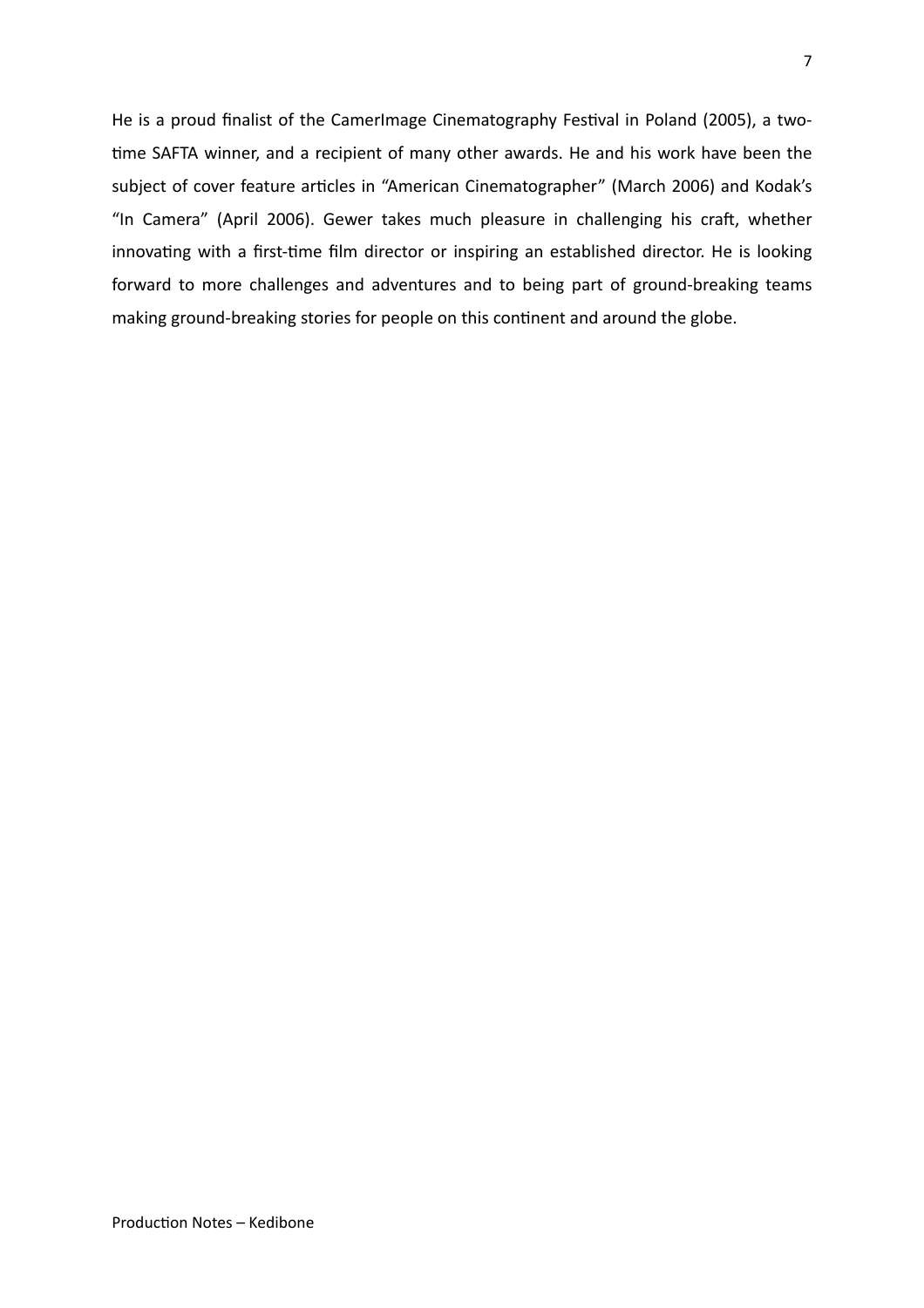He is a proud finalist of the CamerImage Cinematography Festival in Poland (2005), a two-time SAFTA winner, and a recipient of many other awards. He and his work have been the subject of cover feature articles in "American Cinematographer" (March 2006) and Kodak's "In Camera" (April 2006). Gewer takes much pleasure in challenging his craft, whether innovating with a first-time film director or inspiring an established director. He is looking forward to more challenges and adventures and to being part of ground-breaking teams making ground-breaking stories for people on this continent and around the globe.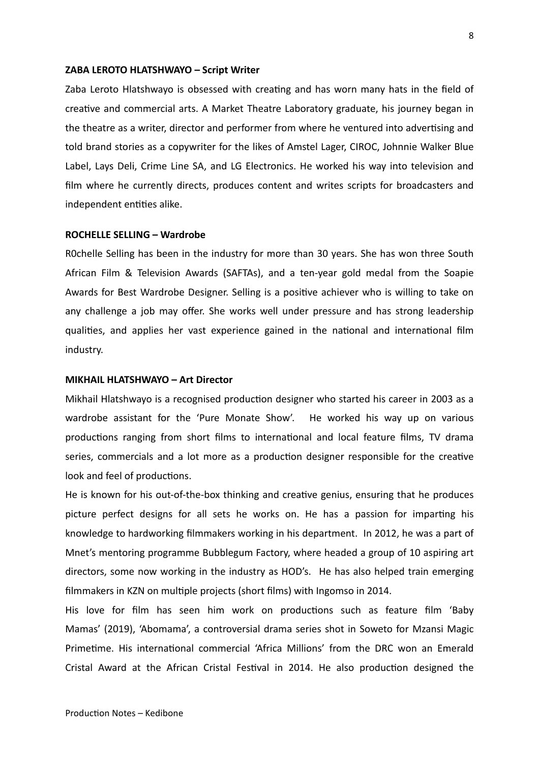**ZABA LEROTO HLATSHWAYO – Script Writer**

Zaba Leroto Hlatshwayo is obsessed with creating and has worn many hats in the field of creative and commercial arts. A Market Theatre Laboratory graduate, his journey began in the theatre as a writer, director and performer from where he ventured into advertising and told brand stories as a copywriter for the likes of Amstel Lager, CIROC, Johnnie Walker Blue Label, Lays Deli, Crime Line SA, and LG Electronics. He worked his way into television and film where he currently directs, produces content and writes scripts for broadcasters and independent entities alike.

**ROCHELLE SELLING – Wardrobe**

R0chelle Selling has been in the industry for more than 30 years. She has won three South African Film & Television Awards (SAFTAs), and a ten-year gold medal from the Soapie Awards for Best Wardrobe Designer. Selling is a positive achiever who is willing to take on any challenge a job may offer. She works well under pressure and has strong leadership qualities, and applies her vast experience gained in the national and international film industry.

**MIKHAIL HLATSHWAYO – Art Director**

Mikhail Hlatshwayo is a recognised production designer who started his career in 2003 as a wardrobe assistant for the 'Pure Monate Show'. He worked his way up on various productions ranging from short films to international and local feature films, TV drama series, commercials and a lot more as a production designer responsible for the creative look and feel of productions.

He is known for his out-of-the-box thinking and creative genius, ensuring that he produces picture perfect designs for all sets he works on. He has a passion for imparting his knowledge to hardworking filmmakers working in his department. In 2012, he was a part of Mnet's mentoring programme Bubblegum Factory, where headed a group of 10 aspiring art directors, some now working in the industry as HOD's. He has also helped train emerging filmmakers in KZN on multiple projects (short films) with Ingomso in 2014.

His love for film has seen him work on productions such as feature film 'Baby Mamas' (2019), 'Abomama', a controversial drama series shot in Soweto for Mzansi Magic Primetime. His international commercial 'Africa Millions' from the DRC won an Emerald Cristal Award at the African Cristal Festival in 2014. He also production designed the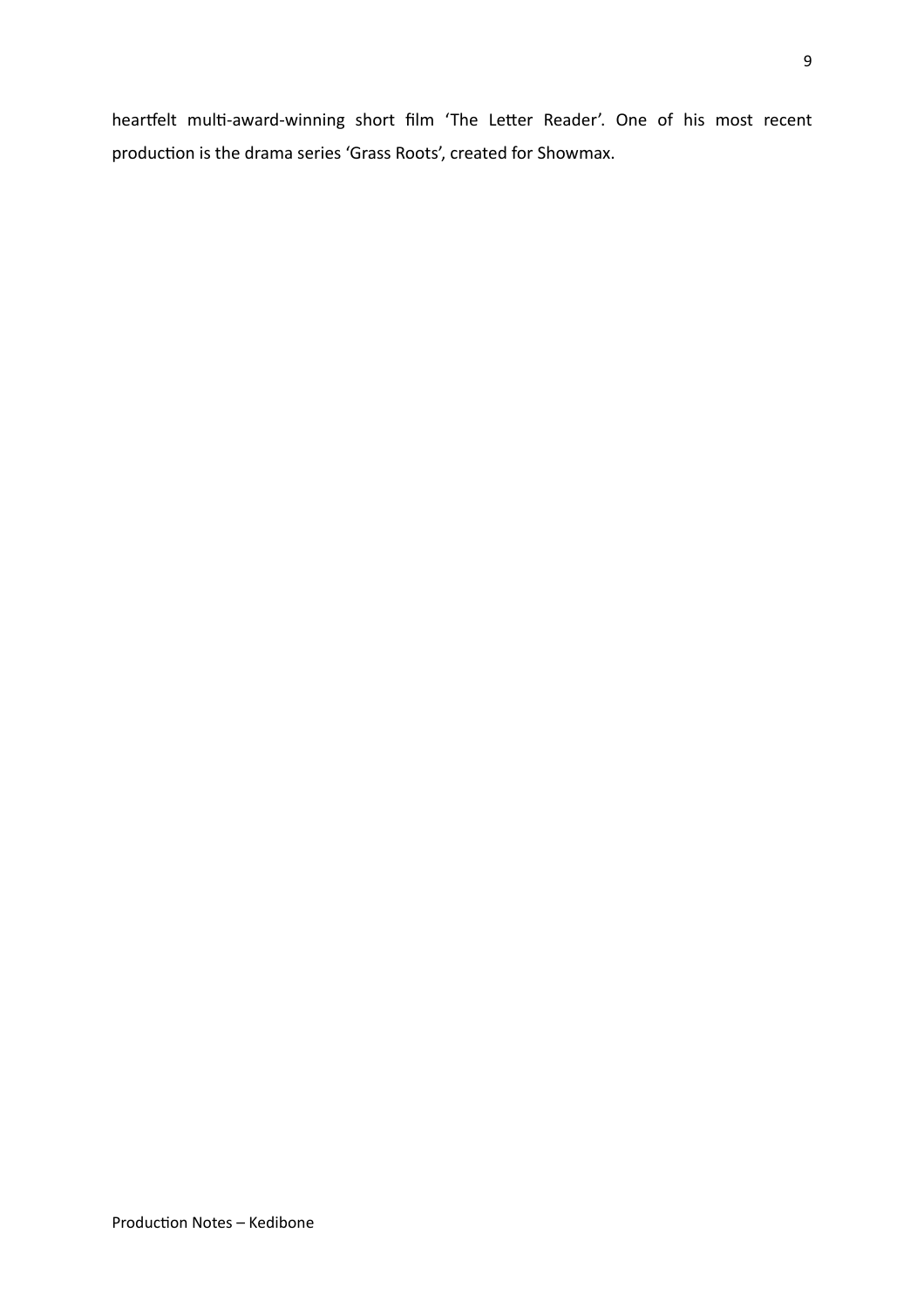heartfelt multi-award-winning short film 'The Letter Reader'. One of his most recent production is the drama series 'Grass Roots', created for Showmax.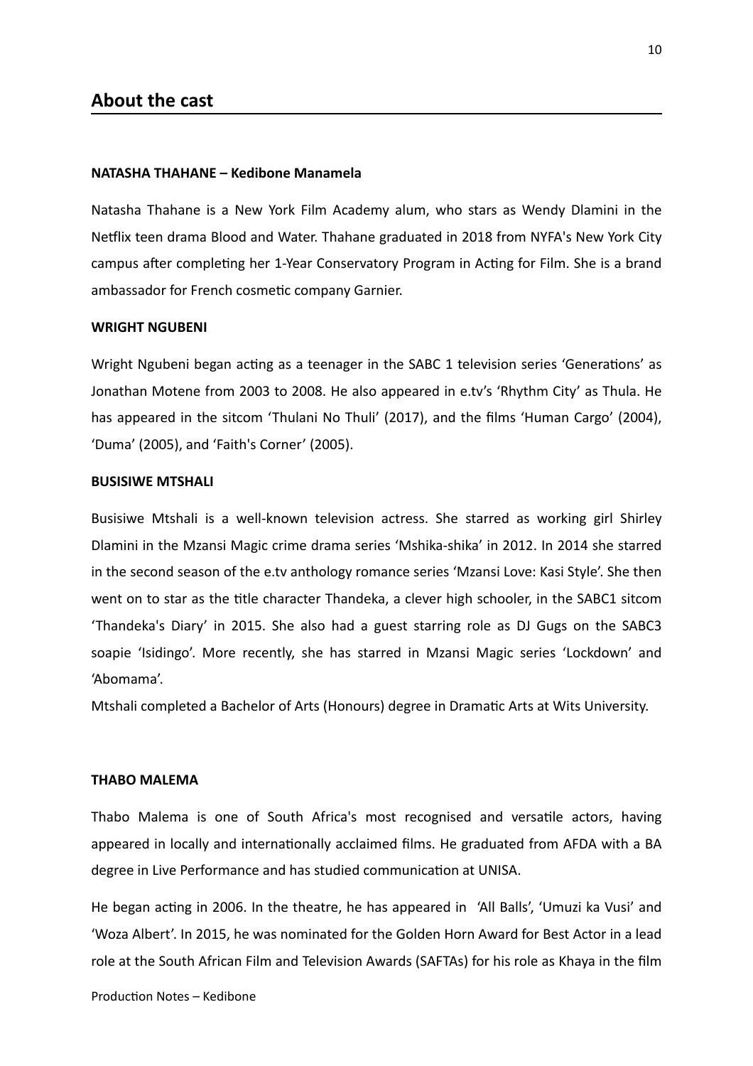## About the cast

**NATASHA THAHANE – Kedibone Manamela**

Natasha Thahane is a New York Film Academy alum, who stars as Wendy Dlamini in the Netflix teen drama Blood and Water. Thahane graduated in 2018 from NYFA's New York City campus after completing her 1-Year Conservatory Program in Acting for Film. She is a brand ambassador for French cosmetic company Garnier.

**WRIGHT NGUBENI**

Wright Ngubeni began acting as a teenager in the SABC 1 television series 'Generations' as Jonathan Motene from 2003 to 2008. He also appeared in e.tv's 'Rhythm City' as Thula. He has appeared in the sitcom 'Thulani No Thuli' (2017), and the films 'Human Cargo' (2004), 'Duma' (2005), and 'Faith's Corner' (2005).

**BUSISIWE MTSHALI**

Busisiwe Mtshali is a well-known television actress. She starred as working girl Shirley Dlamini in the Mzansi Magic crime drama series 'Mshika-shika' in 2012. In 2014 she starred in the second season of the e.tv anthology romance series 'Mzansi Love: Kasi Style'. She then went on to star as the title character Thandeka, a clever high schooler, in the SABC1 sitcom 'Thandeka's Diary' in 2015. She also had a guest starring role as DJ Gugs on the SABC3 soapie 'Isidingo'. More recently, she has starred in Mzansi Magic series 'Lockdown' and 'Abomama'.

Mtshali completed a Bachelor of Arts (Honours) degree in Dramatic Arts at Wits University.

**THABO MALEMA**

Thabo Malema is one of South Africa's most recognised and versatile actors, having appeared in locally and internationally acclaimed films. He graduated from AFDA with a BA degree in Live Performance and has studied communication at UNISA.

He began acting in 2006. In the theatre, he has appeared in 'All Balls', 'Umuzi ka Vusi' and 'Woza Albert'. In 2015, he was nominated for the Golden Horn Award for Best Actor in a lead role at the South African Film and Television Awards (SAFTAs) for his role as Khaya in the film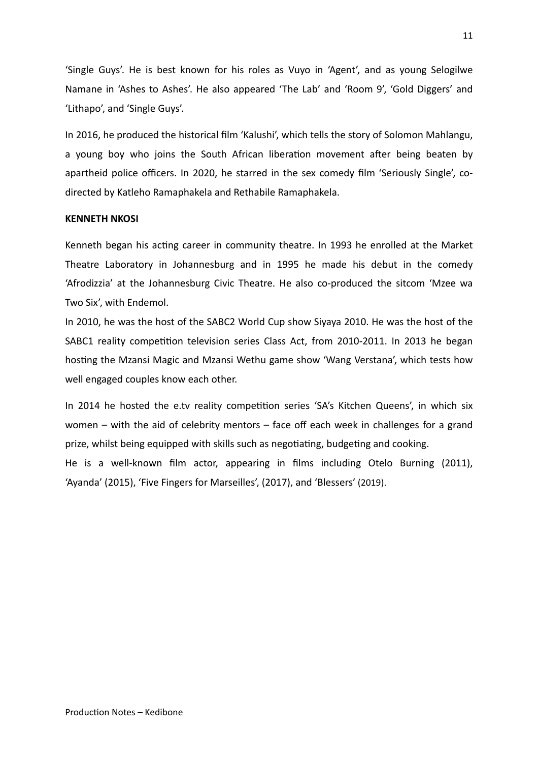'Single Guys'. He is best known for his roles as Vuyo in 'Agent', and as young Selogilwe Namane in 'Ashes to Ashes'. He also appeared 'The Lab' and 'Room 9', 'Gold Diggers' and 'Lithapo', and 'Single Guys'.

In 2016, he produced the historical film 'Kalushi', which tells the story of Solomon Mahlangu, a young boy who joins the South African liberation movement after being beaten by apartheid police officers. In 2020, he starred in the sex comedy film 'Seriously Single', co-directed by Katleho Ramaphakela and Rethabile Ramaphakela.

**KENNETH NKOSI**

Kenneth began his acting career in community theatre. In 1993 he enrolled at the Market Theatre Laboratory in Johannesburg and in 1995 he made his debut in the comedy 'Afrodizzia' at the Johannesburg Civic Theatre. He also co-produced the sitcom 'Mzee wa Two Six', with Endemol.

In 2010, he was the host of the SABC2 World Cup show Siyaya 2010. He was the host of the SABC1 reality competition television series Class Act, from 2010-2011. In 2013 he began hosting the Mzansi Magic and Mzansi Wethu game show 'Wang Verstana', which tests how well engaged couples know each other.

In 2014 he hosted the e.tv reality competition series 'SA's Kitchen Queens', in which six women – with the aid of celebrity mentors – face off each week in challenges for a grand prize, whilst being equipped with skills such as negotiating, budgeting and cooking.

He is a well-known film actor, appearing in films including Otelo Burning (2011), 'Ayanda' (2015), 'Five Fingers for Marseilles', (2017), and 'Blessers' (2019).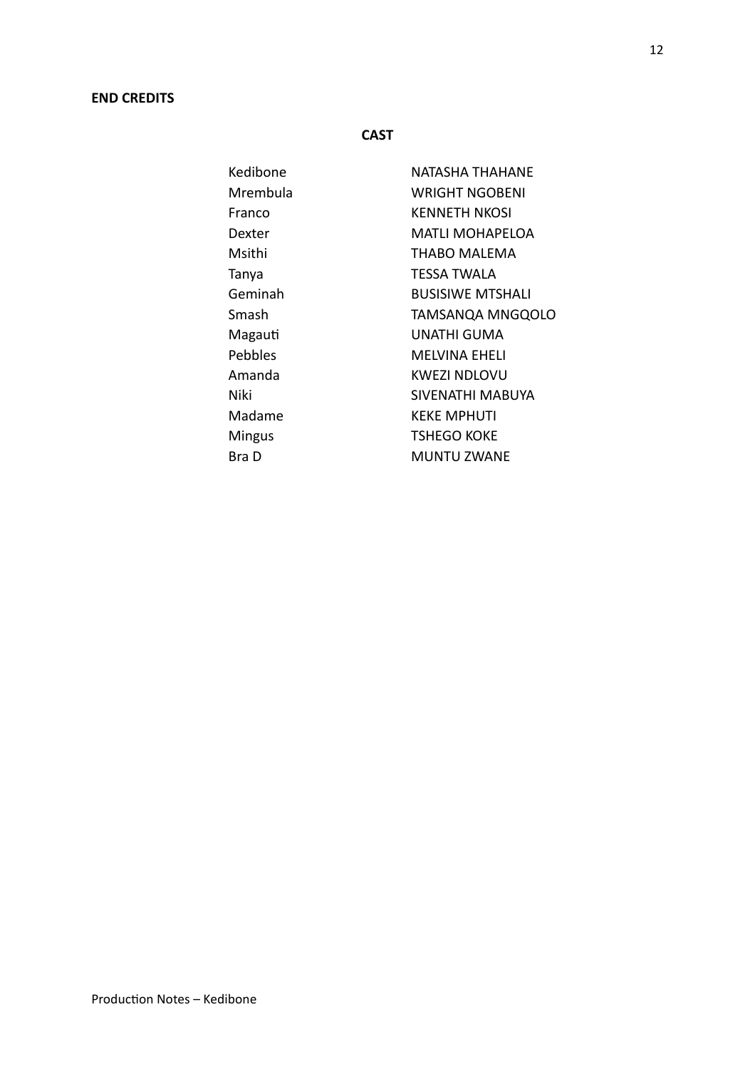**END CREDITS**

**CAST**

| | |
|---|---|
| Kedibone | NATASHA THAHANE |
| Mrembula | WRIGHT NGOBENI |
| Franco | KENNETH NKOSI |
| Dexter | MATLI MOHAPELOA |
| Msithi | THABO MALEMA |
| Tanya | TESSA TWALA |
| Geminah | BUSISIWE MTSHALI |
| Smash | TAMSANQA MNGQOLO |
| Magauti | UNATHI GUMA |
| Pebbles | MELVINA EHELI |
| Amanda | KWEZI NDLOVU |
| Niki | SIVENATHI MABUYA |
| Madame | KEKE MPHUTI |
| Mingus | TSHEGO KOKE |
| Bra D | MUNTU ZWANE |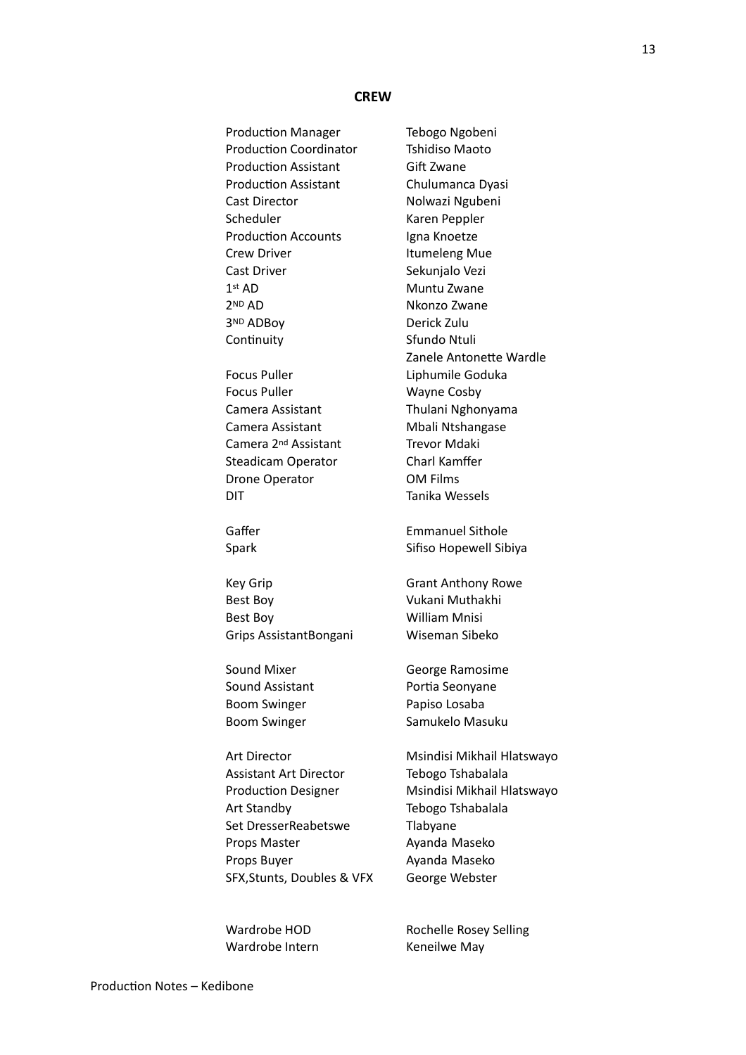**CREW**

| | |
|---|---|
| Production Manager | Tebogo Ngobeni |
| Production Coordinator | Tshidiso Maoto |
| Production Assistant | Gift Zwane |
| Production Assistant | Chulumanca Dyasi |
| Cast Director | Nolwazi Ngubeni |
| Scheduler | Karen Peppler |
| Production Accounts | Igna Knoetze |
| Crew Driver | Itumeleng Mue |
| Cast Driver | Sekunjalo Vezi |
| 1st AD | Muntu Zwane |
| 2ND AD | Nkonzo Zwane |
| 3ND ADBoy | Derick Zulu |
| Continuity | Sfundo Ntuli |
| | Zanele Antonette Wardle |
| Focus Puller | Liphumile Goduka |
| Focus Puller | Wayne Cosby |
| Camera Assistant | Thulani Nghonyama |
| Camera Assistant | Mbali Ntshangase |
| Camera 2nd Assistant | Trevor Mdaki |
| Steadicam Operator | Charl Kamffer |
| Drone Operator | OM Films |
| DIT | Tanika Wessels |
| Gaffer | Emmanuel Sithole |
| Spark | Sifiso Hopewell Sibiya |
| Key Grip | Grant Anthony Rowe |
| Best Boy | Vukani Muthakhi |
| Best Boy | William Mnisi |
| Grips AssistantBongani | Wiseman Sibeko |
| Sound Mixer | George Ramosime |
| Sound Assistant | Portia Seonyane |
| Boom Swinger | Papiso Losaba |
| Boom Swinger | Samukelo Masuku |
| Art Director | Msindisi Mikhail Hlatswayo |
| Assistant Art Director | Tebogo Tshabalala |
| Production Designer | Msindisi Mikhail Hlatswayo |
| Art Standby | Tebogo Tshabalala |
| Set DresserReabetswe | Tlabyane |
| Props Master | Ayanda Maseko |
| Props Buyer | Ayanda Maseko |
| SFX,Stunts, Doubles & VFX | George Webster |
| Wardrobe HOD | Rochelle Rosey Selling |
| Wardrobe Intern | Keneilwe May |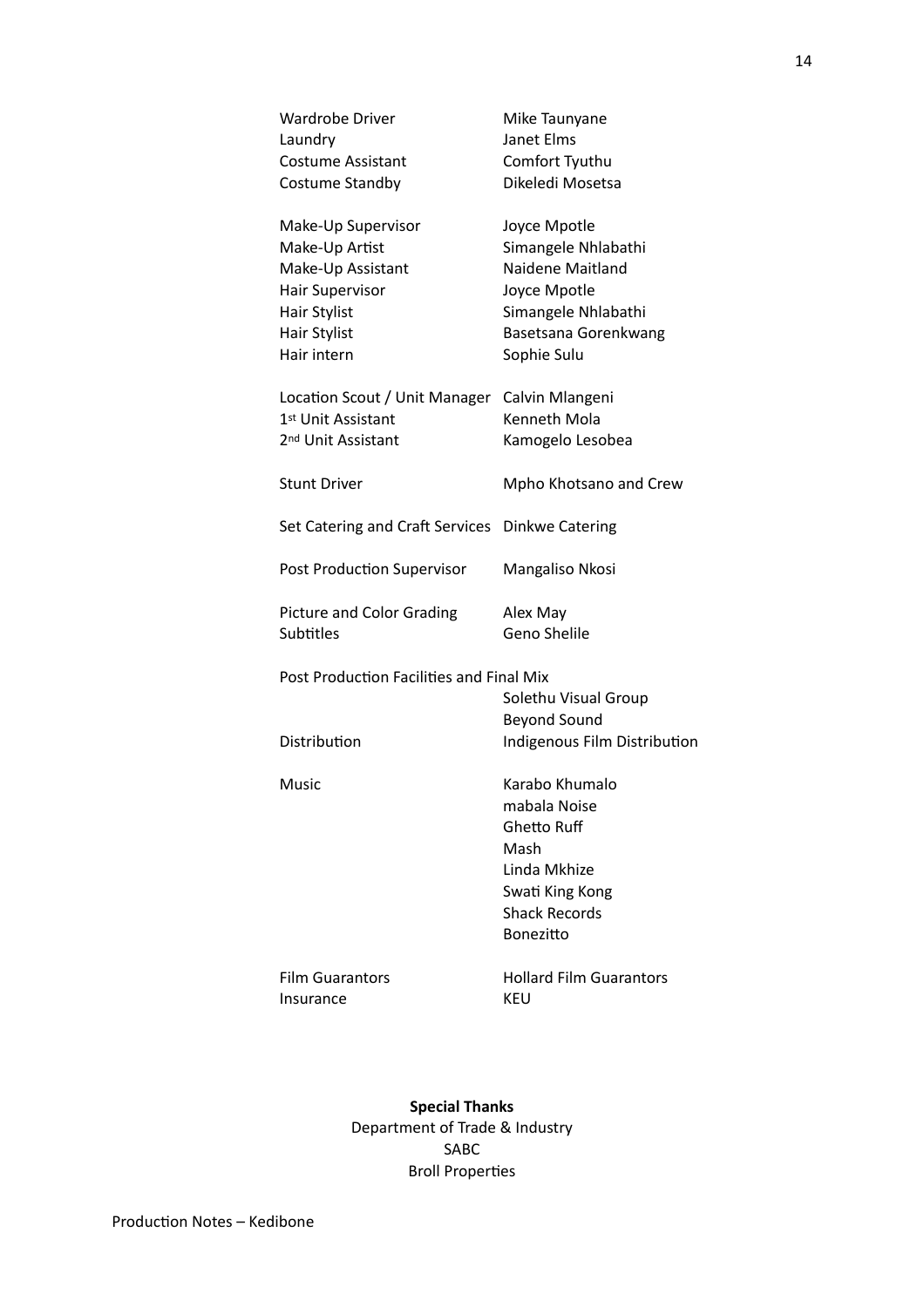| | |
|---|---|
| Wardrobe Driver | Mike Taunyane |
| Laundry | Janet Elms |
| Costume Assistant | Comfort Tyuthu |
| Costume Standby | Dikeledi Mosetsa |
| | |
| Make-Up Supervisor | Joyce Mpotle |
| Make-Up Artist | Simangele Nhlabathi |
| Make-Up Assistant | Naidene Maitland |
| Hair Supervisor | Joyce Mpotle |
| Hair Stylist | Simangele Nhlabathi |
| Hair Stylist | Basetsana Gorenkwang |
| Hair intern | Sophie Sulu |
| | |
| Location Scout / Unit Manager | Calvin Mlangeni |
| 1st Unit Assistant | Kenneth Mola |
| 2nd Unit Assistant | Kamogelo Lesobea |
| | |
| Stunt Driver | Mpho Khotsano and Crew |
| | |
| Set Catering and Craft Services | Dinkwe Catering |
| | |
| Post Production Supervisor | Mangaliso Nkosi |
| | |
| Picture and Color Grading | Alex May |
| Subtitles | Geno Shelile |
| | |
| Post Production Facilities and Final Mix | |
| | Solethu Visual Group |
| | Beyond Sound |
| Distribution | Indigenous Film Distribution |
| | |
| Music | Karabo Khumalo |
| | mabala Noise |
| | Ghetto Ruff |
| | Mash |
| | Linda Mkhize |
| | Swati King Kong |
| | Shack Records |
| | Bonezitto |
| | |
| Film Guarantors | Hollard Film Guarantors |
| Insurance | KEU |

**Special Thanks**

Department of Trade & Industry

SABC

Broll Properties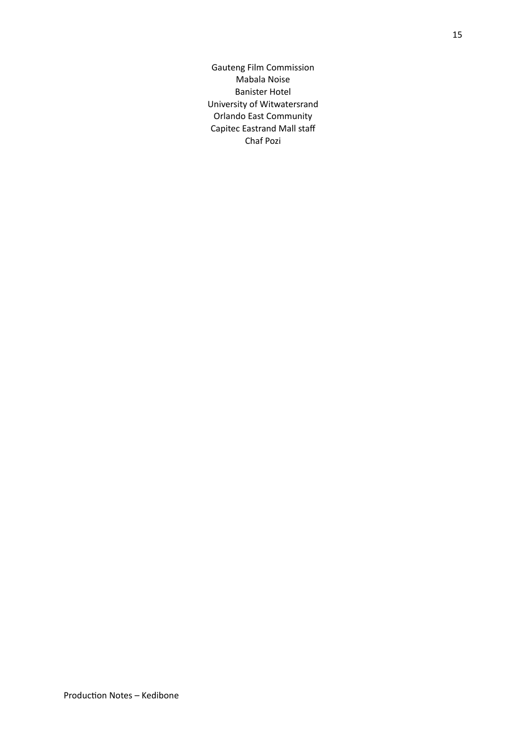Gauteng Film Commission
Mabala Noise
Banister Hotel
University of Witwatersrand
Orlando East Community
Capitec Eastrand Mall staff
Chaf Pozi